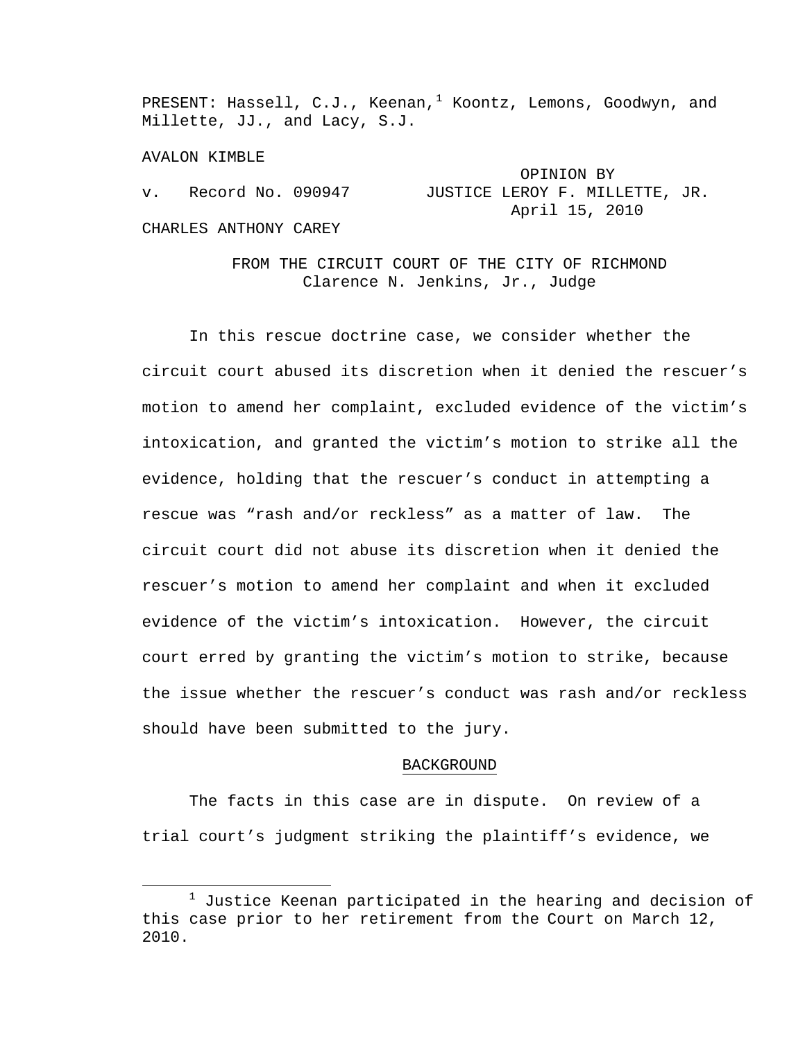PRESENT: Hassell, C.J., Keenan,[1] Koontz, Lemons, Goodwyn, and Millette, JJ., and Lacy, S.J.

AVALON KIMBLE

v. Record No. 090947 OPINION BY JUSTICE LEROY F. MILLETTE, JR. April 15, 2010

CHARLES ANTHONY CAREY

FROM THE CIRCUIT COURT OF THE CITY OF RICHMOND
Clarence N. Jenkins, Jr., Judge

In this rescue doctrine case, we consider whether the circuit court abused its discretion when it denied the rescuer's motion to amend her complaint, excluded evidence of the victim's intoxication, and granted the victim's motion to strike all the evidence, holding that the rescuer's conduct in attempting a rescue was "rash and/or reckless" as a matter of law. The circuit court did not abuse its discretion when it denied the rescuer's motion to amend her complaint and when it excluded evidence of the victim's intoxication. However, the circuit court erred by granting the victim's motion to strike, because the issue whether the rescuer's conduct was rash and/or reckless should have been submitted to the jury.

## BACKGROUND

The facts in this case are in dispute. On review of a trial court's judgment striking the plaintiff's evidence, we

[1] Justice Keenan participated in the hearing and decision of this case prior to her retirement from the Court on March 12, 2010.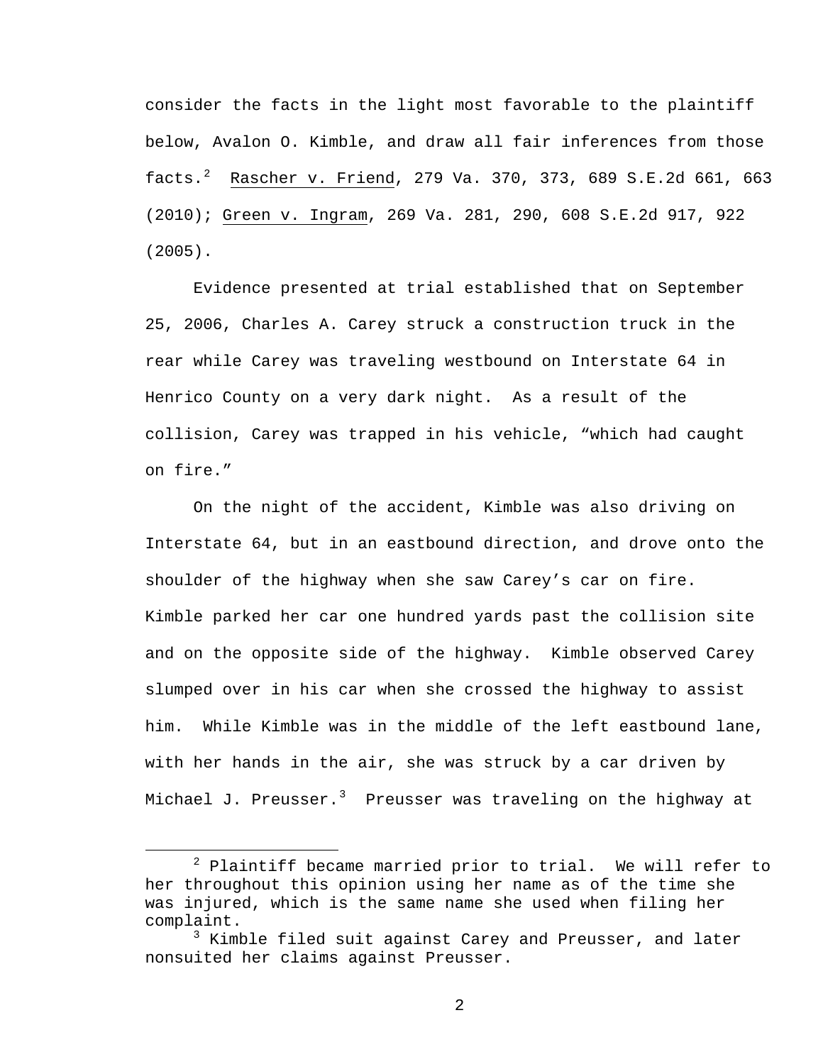consider the facts in the light most favorable to the plaintiff below, Avalon O. Kimble, and draw all fair inferences from those facts.[2] Rascher v. Friend, 279 Va. 370, 373, 689 S.E.2d 661, 663 (2010); Green v. Ingram, 269 Va. 281, 290, 608 S.E.2d 917, 922 (2005).

Evidence presented at trial established that on September 25, 2006, Charles A. Carey struck a construction truck in the rear while Carey was traveling westbound on Interstate 64 in Henrico County on a very dark night. As a result of the collision, Carey was trapped in his vehicle, "which had caught on fire."

On the night of the accident, Kimble was also driving on Interstate 64, but in an eastbound direction, and drove onto the shoulder of the highway when she saw Carey's car on fire. Kimble parked her car one hundred yards past the collision site and on the opposite side of the highway. Kimble observed Carey slumped over in his car when she crossed the highway to assist him. While Kimble was in the middle of the left eastbound lane, with her hands in the air, she was struck by a car driven by Michael J. Preusser.[3] Preusser was traveling on the highway at

---

[2] Plaintiff became married prior to trial. We will refer to her throughout this opinion using her name as of the time she was injured, which is the same name she used when filing her complaint.

[3] Kimble filed suit against Carey and Preusser, and later nonsuited her claims against Preusser.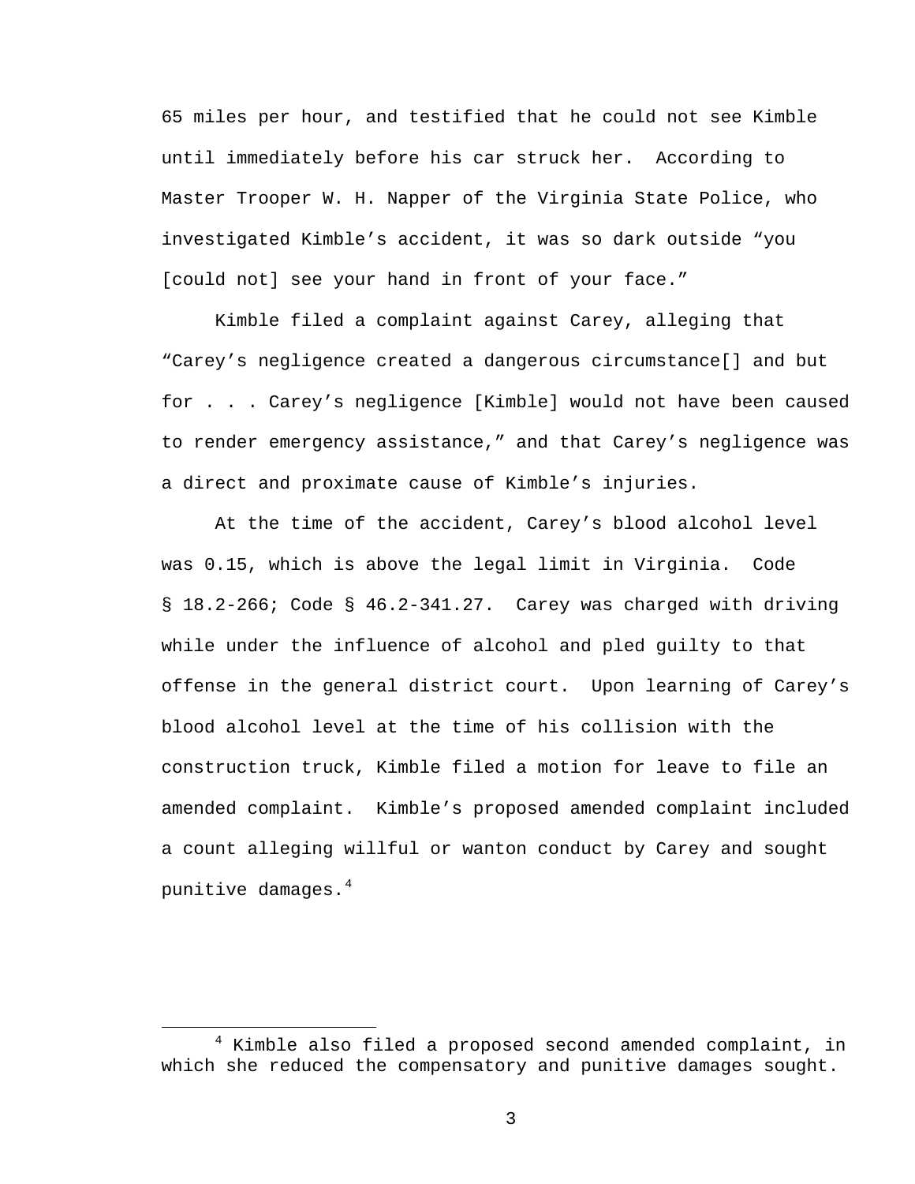65 miles per hour, and testified that he could not see Kimble until immediately before his car struck her. According to Master Trooper W. H. Napper of the Virginia State Police, who investigated Kimble's accident, it was so dark outside "you [could not] see your hand in front of your face."

Kimble filed a complaint against Carey, alleging that "Carey's negligence created a dangerous circumstance[] and but for . . . Carey's negligence [Kimble] would not have been caused to render emergency assistance," and that Carey's negligence was a direct and proximate cause of Kimble's injuries.

At the time of the accident, Carey's blood alcohol level was 0.15, which is above the legal limit in Virginia. Code § 18.2-266; Code § 46.2-341.27. Carey was charged with driving while under the influence of alcohol and pled guilty to that offense in the general district court. Upon learning of Carey's blood alcohol level at the time of his collision with the construction truck, Kimble filed a motion for leave to file an amended complaint. Kimble's proposed amended complaint included a count alleging willful or wanton conduct by Carey and sought punitive damages.[4]

---

[4] Kimble also filed a proposed second amended complaint, in which she reduced the compensatory and punitive damages sought.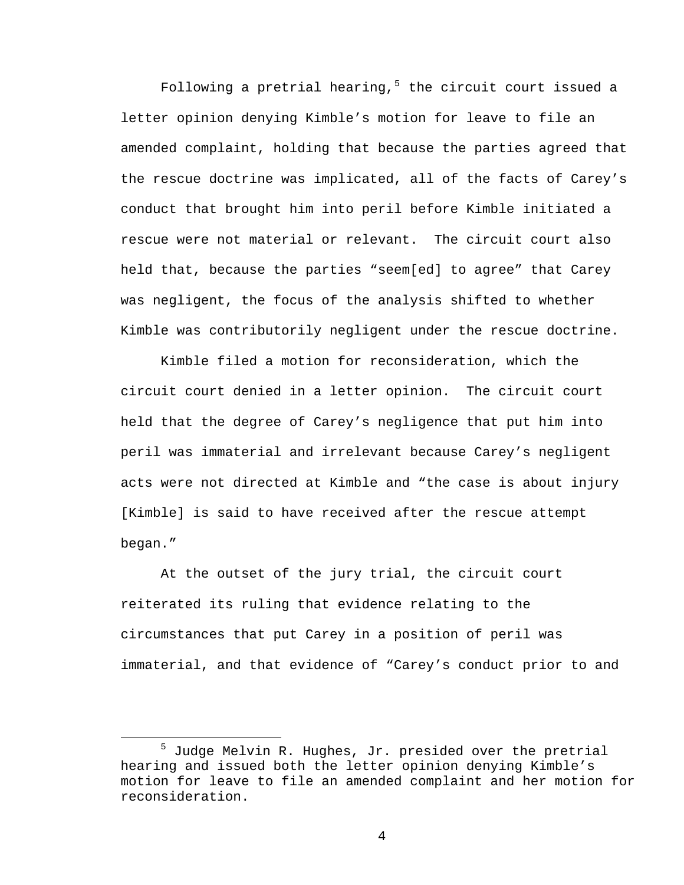Following a pretrial hearing,[5] the circuit court issued a letter opinion denying Kimble's motion for leave to file an amended complaint, holding that because the parties agreed that the rescue doctrine was implicated, all of the facts of Carey's conduct that brought him into peril before Kimble initiated a rescue were not material or relevant. The circuit court also held that, because the parties "seem[ed] to agree" that Carey was negligent, the focus of the analysis shifted to whether Kimble was contributorily negligent under the rescue doctrine.

Kimble filed a motion for reconsideration, which the circuit court denied in a letter opinion. The circuit court held that the degree of Carey's negligence that put him into peril was immaterial and irrelevant because Carey's negligent acts were not directed at Kimble and "the case is about injury [Kimble] is said to have received after the rescue attempt began."

At the outset of the jury trial, the circuit court reiterated its ruling that evidence relating to the circumstances that put Carey in a position of peril was immaterial, and that evidence of "Carey's conduct prior to and

---

[5] Judge Melvin R. Hughes, Jr. presided over the pretrial hearing and issued both the letter opinion denying Kimble's motion for leave to file an amended complaint and her motion for reconsideration.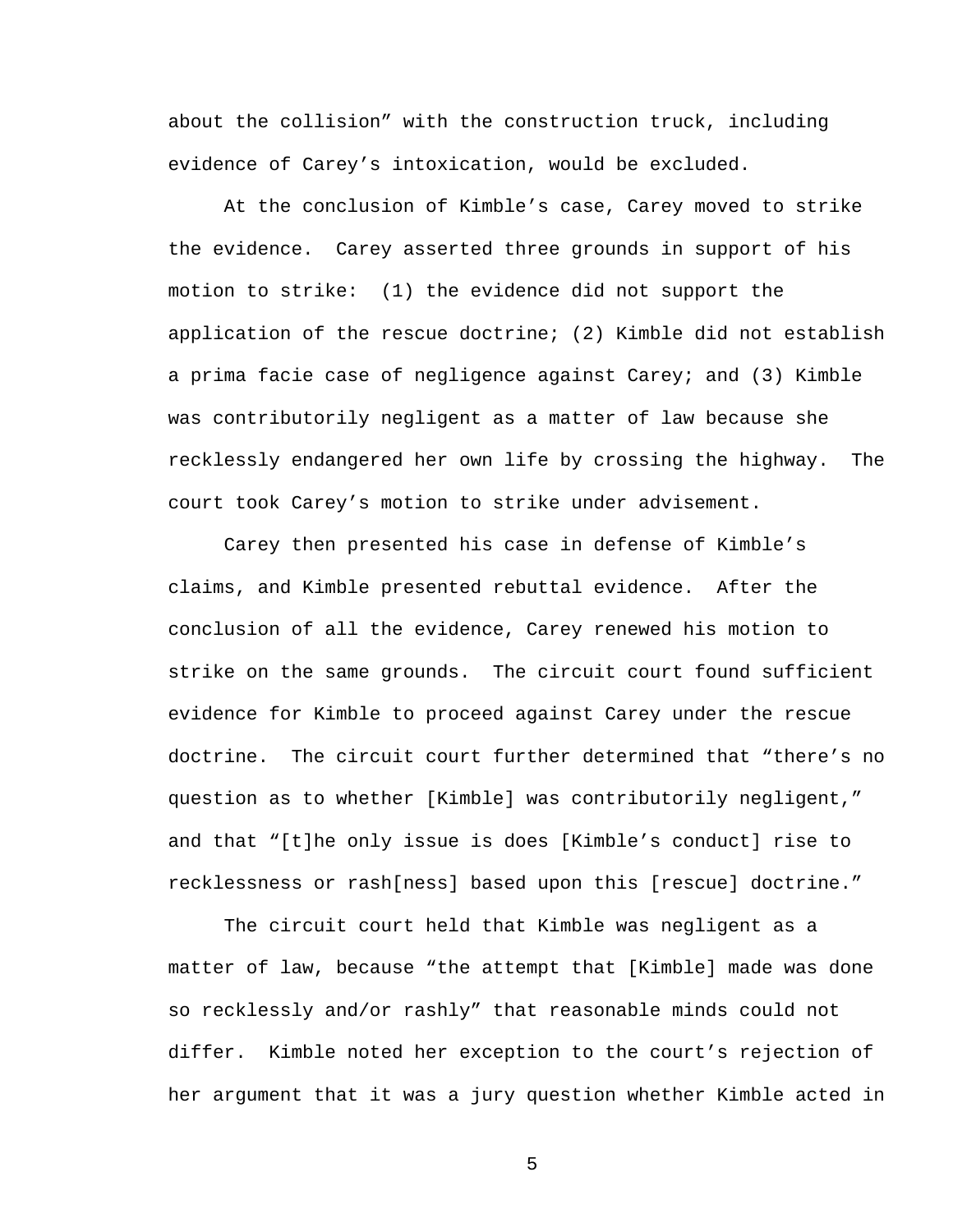about the collision" with the construction truck, including evidence of Carey's intoxication, would be excluded.

At the conclusion of Kimble's case, Carey moved to strike the evidence. Carey asserted three grounds in support of his motion to strike: (1) the evidence did not support the application of the rescue doctrine; (2) Kimble did not establish a prima facie case of negligence against Carey; and (3) Kimble was contributorily negligent as a matter of law because she recklessly endangered her own life by crossing the highway. The court took Carey's motion to strike under advisement.

Carey then presented his case in defense of Kimble's claims, and Kimble presented rebuttal evidence. After the conclusion of all the evidence, Carey renewed his motion to strike on the same grounds. The circuit court found sufficient evidence for Kimble to proceed against Carey under the rescue doctrine. The circuit court further determined that "there's no question as to whether [Kimble] was contributorily negligent," and that "[t]he only issue is does [Kimble's conduct] rise to recklessness or rash[ness] based upon this [rescue] doctrine."

The circuit court held that Kimble was negligent as a matter of law, because "the attempt that [Kimble] made was done so recklessly and/or rashly" that reasonable minds could not differ. Kimble noted her exception to the court's rejection of her argument that it was a jury question whether Kimble acted in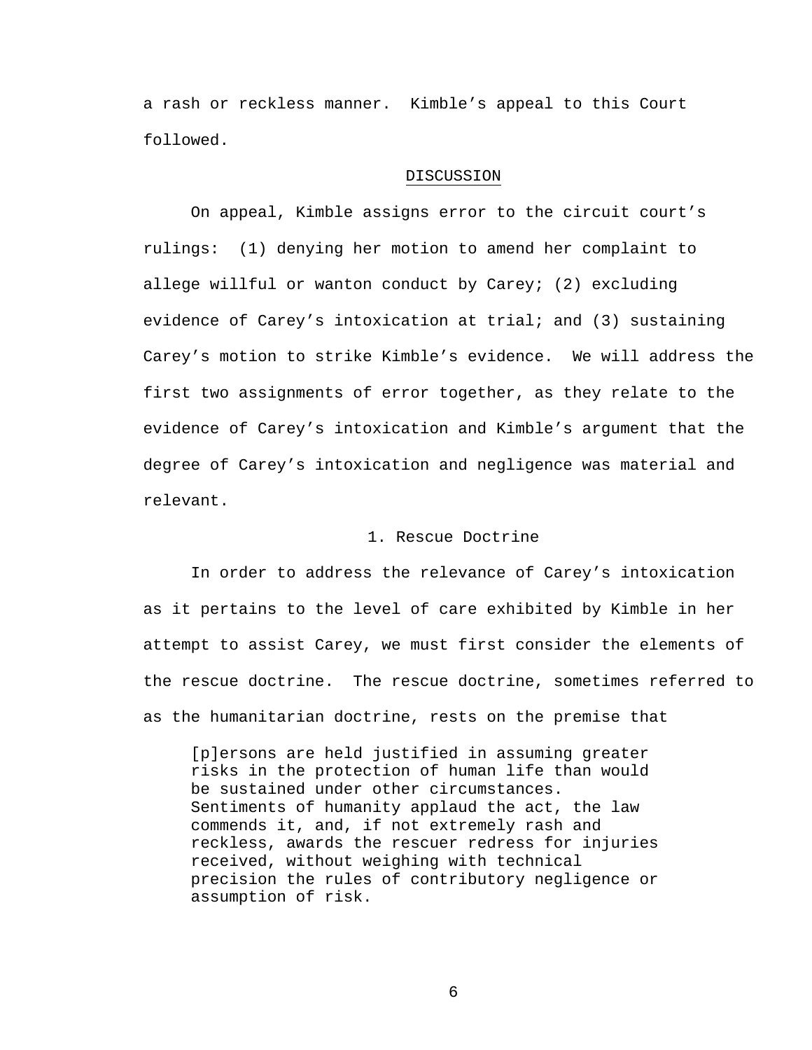a rash or reckless manner. Kimble's appeal to this Court followed.

## DISCUSSION

On appeal, Kimble assigns error to the circuit court's rulings: (1) denying her motion to amend her complaint to allege willful or wanton conduct by Carey; (2) excluding evidence of Carey's intoxication at trial; and (3) sustaining Carey's motion to strike Kimble's evidence. We will address the first two assignments of error together, as they relate to the evidence of Carey's intoxication and Kimble's argument that the degree of Carey's intoxication and negligence was material and relevant.

### 1. Rescue Doctrine

In order to address the relevance of Carey's intoxication as it pertains to the level of care exhibited by Kimble in her attempt to assist Carey, we must first consider the elements of the rescue doctrine. The rescue doctrine, sometimes referred to as the humanitarian doctrine, rests on the premise that

> [p]ersons are held justified in assuming greater risks in the protection of human life than would be sustained under other circumstances. Sentiments of humanity applaud the act, the law commends it, and, if not extremely rash and reckless, awards the rescuer redress for injuries received, without weighing with technical precision the rules of contributory negligence or assumption of risk.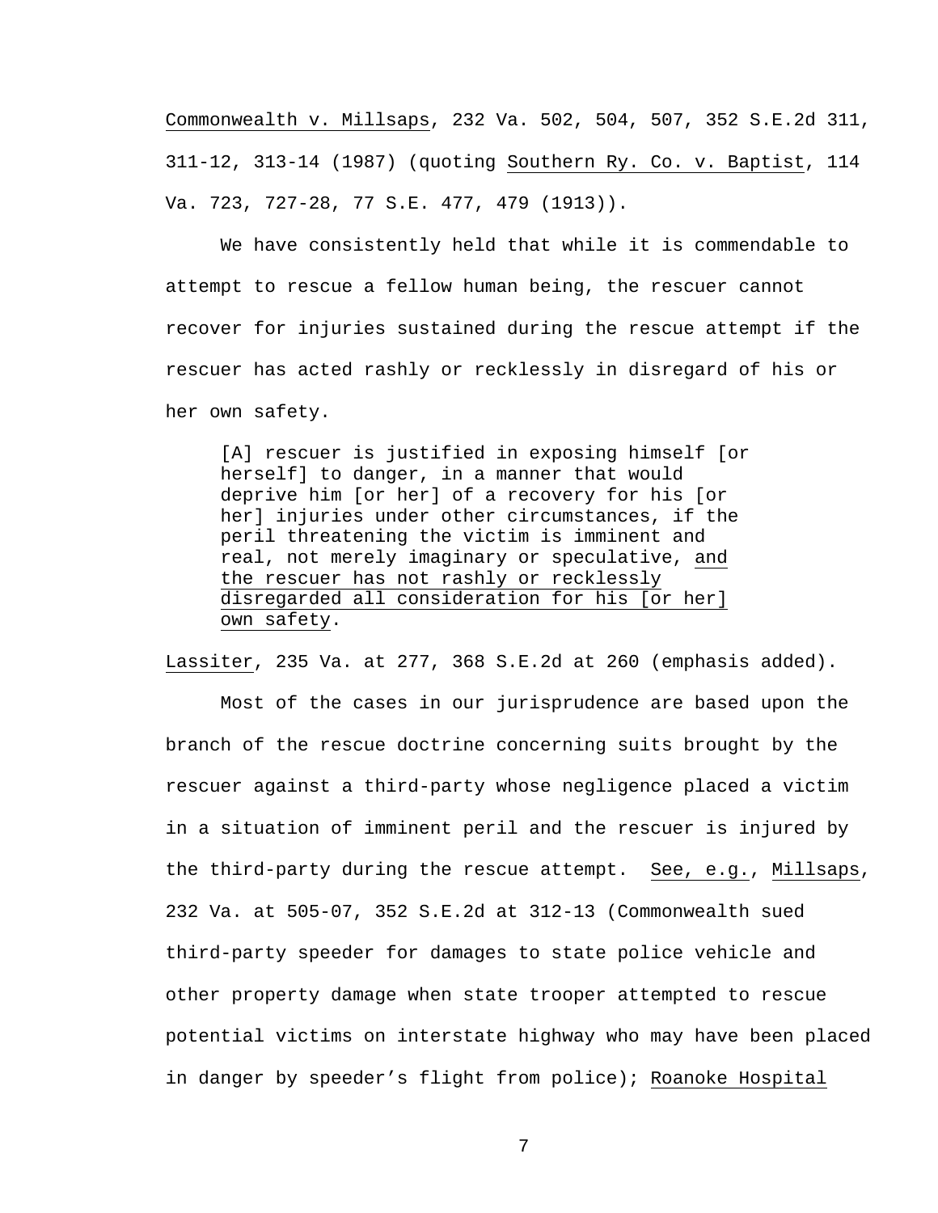Commonwealth v. Millsaps, 232 Va. 502, 504, 507, 352 S.E.2d 311, 311-12, 313-14 (1987) (quoting Southern Ry. Co. v. Baptist, 114 Va. 723, 727-28, 77 S.E. 477, 479 (1913)).

We have consistently held that while it is commendable to attempt to rescue a fellow human being, the rescuer cannot recover for injuries sustained during the rescue attempt if the rescuer has acted rashly or recklessly in disregard of his or her own safety.

> [A] rescuer is justified in exposing himself [or herself] to danger, in a manner that would deprive him [or her] of a recovery for his [or her] injuries under other circumstances, if the peril threatening the victim is imminent and real, not merely imaginary or speculative, <u>and the rescuer has not rashly or recklessly disregarded all consideration for his [or her] own safety</u>.

Lassiter, 235 Va. at 277, 368 S.E.2d at 260 (emphasis added).

Most of the cases in our jurisprudence are based upon the branch of the rescue doctrine concerning suits brought by the rescuer against a third-party whose negligence placed a victim in a situation of imminent peril and the rescuer is injured by the third-party during the rescue attempt. See, e.g., Millsaps, 232 Va. at 505-07, 352 S.E.2d at 312-13 (Commonwealth sued third-party speeder for damages to state police vehicle and other property damage when state trooper attempted to rescue potential victims on interstate highway who may have been placed in danger by speeder's flight from police); Roanoke Hospital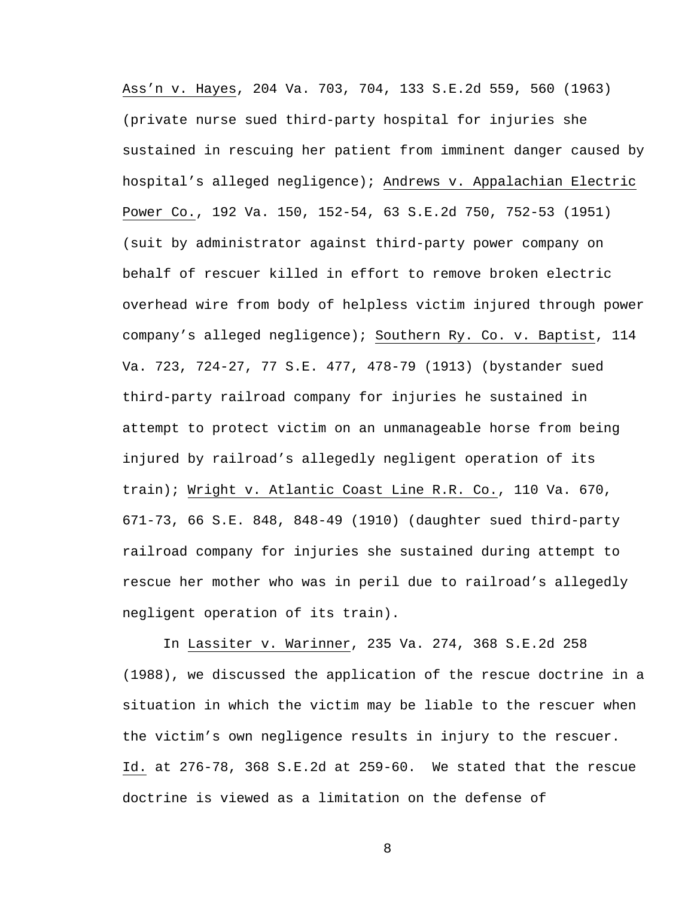Ass'n v. Hayes, 204 Va. 703, 704, 133 S.E.2d 559, 560 (1963) (private nurse sued third-party hospital for injuries she sustained in rescuing her patient from imminent danger caused by hospital's alleged negligence); Andrews v. Appalachian Electric Power Co., 192 Va. 150, 152-54, 63 S.E.2d 750, 752-53 (1951) (suit by administrator against third-party power company on behalf of rescuer killed in effort to remove broken electric overhead wire from body of helpless victim injured through power company's alleged negligence); Southern Ry. Co. v. Baptist, 114 Va. 723, 724-27, 77 S.E. 477, 478-79 (1913) (bystander sued third-party railroad company for injuries he sustained in attempt to protect victim on an unmanageable horse from being injured by railroad's allegedly negligent operation of its train); Wright v. Atlantic Coast Line R.R. Co., 110 Va. 670, 671-73, 66 S.E. 848, 848-49 (1910) (daughter sued third-party railroad company for injuries she sustained during attempt to rescue her mother who was in peril due to railroad's allegedly negligent operation of its train).

In Lassiter v. Warinner, 235 Va. 274, 368 S.E.2d 258 (1988), we discussed the application of the rescue doctrine in a situation in which the victim may be liable to the rescuer when the victim's own negligence results in injury to the rescuer. Id. at 276-78, 368 S.E.2d at 259-60. We stated that the rescue doctrine is viewed as a limitation on the defense of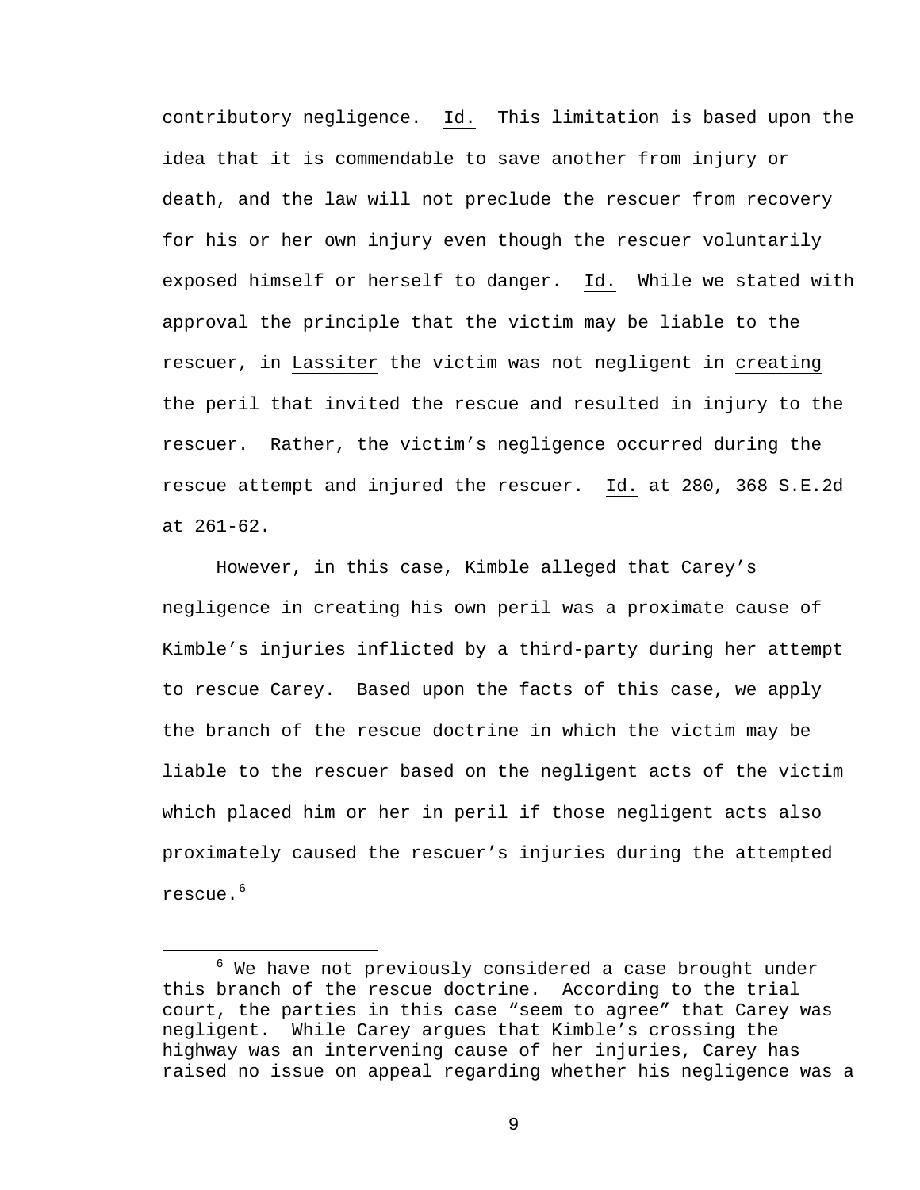contributory negligence. Id. This limitation is based upon the idea that it is commendable to save another from injury or death, and the law will not preclude the rescuer from recovery for his or her own injury even though the rescuer voluntarily exposed himself or herself to danger. Id. While we stated with approval the principle that the victim may be liable to the rescuer, in Lassiter the victim was not negligent in creating the peril that invited the rescue and resulted in injury to the rescuer. Rather, the victim's negligence occurred during the rescue attempt and injured the rescuer. Id. at 280, 368 S.E.2d at 261-62.

However, in this case, Kimble alleged that Carey's negligence in creating his own peril was a proximate cause of Kimble's injuries inflicted by a third-party during her attempt to rescue Carey. Based upon the facts of this case, we apply the branch of the rescue doctrine in which the victim may be liable to the rescuer based on the negligent acts of the victim which placed him or her in peril if those negligent acts also proximately caused the rescuer's injuries during the attempted rescue.[6]

[6] We have not previously considered a case brought under this branch of the rescue doctrine. According to the trial court, the parties in this case "seem to agree" that Carey was negligent. While Carey argues that Kimble's crossing the highway was an intervening cause of her injuries, Carey has raised no issue on appeal regarding whether his negligence was a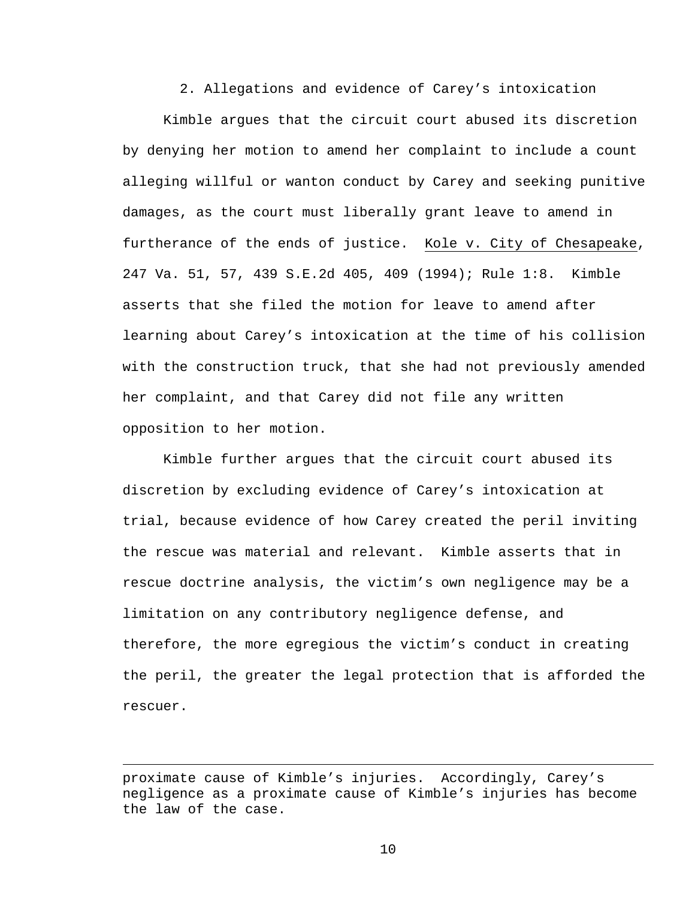2. Allegations and evidence of Carey's intoxication

Kimble argues that the circuit court abused its discretion by denying her motion to amend her complaint to include a count alleging willful or wanton conduct by Carey and seeking punitive damages, as the court must liberally grant leave to amend in furtherance of the ends of justice. Kole v. City of Chesapeake, 247 Va. 51, 57, 439 S.E.2d 405, 409 (1994); Rule 1:8. Kimble asserts that she filed the motion for leave to amend after learning about Carey's intoxication at the time of his collision with the construction truck, that she had not previously amended her complaint, and that Carey did not file any written opposition to her motion.

Kimble further argues that the circuit court abused its discretion by excluding evidence of Carey's intoxication at trial, because evidence of how Carey created the peril inviting the rescue was material and relevant. Kimble asserts that in rescue doctrine analysis, the victim's own negligence may be a limitation on any contributory negligence defense, and therefore, the more egregious the victim's conduct in creating the peril, the greater the legal protection that is afforded the rescuer.

---

proximate cause of Kimble's injuries. Accordingly, Carey's negligence as a proximate cause of Kimble's injuries has become the law of the case.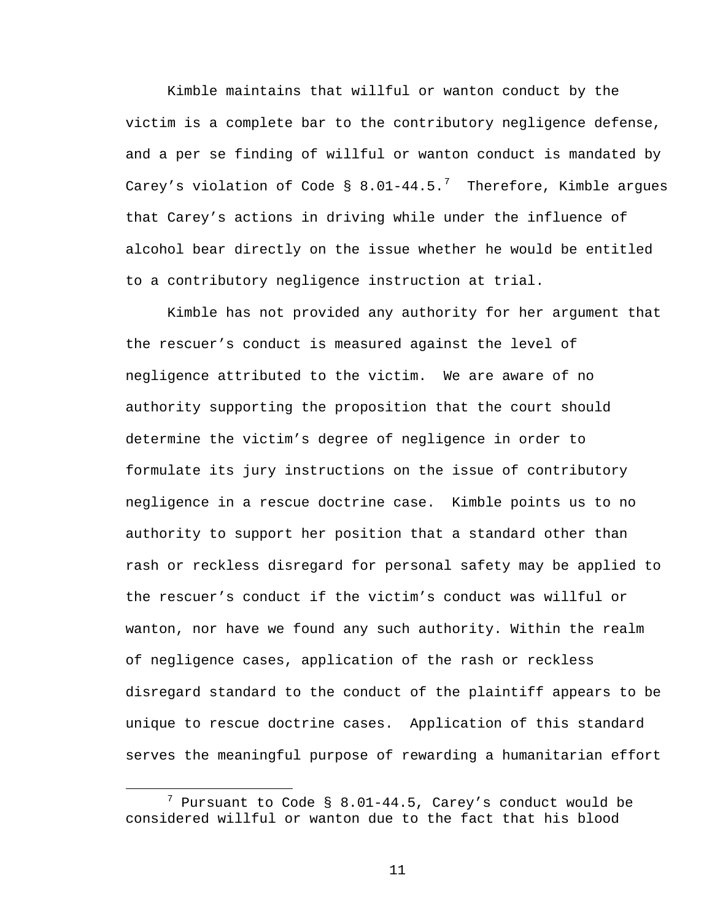Kimble maintains that willful or wanton conduct by the victim is a complete bar to the contributory negligence defense, and a per se finding of willful or wanton conduct is mandated by Carey's violation of Code § 8.01-44.5.[7] Therefore, Kimble argues that Carey's actions in driving while under the influence of alcohol bear directly on the issue whether he would be entitled to a contributory negligence instruction at trial.

Kimble has not provided any authority for her argument that the rescuer's conduct is measured against the level of negligence attributed to the victim. We are aware of no authority supporting the proposition that the court should determine the victim's degree of negligence in order to formulate its jury instructions on the issue of contributory negligence in a rescue doctrine case. Kimble points us to no authority to support her position that a standard other than rash or reckless disregard for personal safety may be applied to the rescuer's conduct if the victim's conduct was willful or wanton, nor have we found any such authority. Within the realm of negligence cases, application of the rash or reckless disregard standard to the conduct of the plaintiff appears to be unique to rescue doctrine cases. Application of this standard serves the meaningful purpose of rewarding a humanitarian effort

---

[7] Pursuant to Code § 8.01-44.5, Carey's conduct would be considered willful or wanton due to the fact that his blood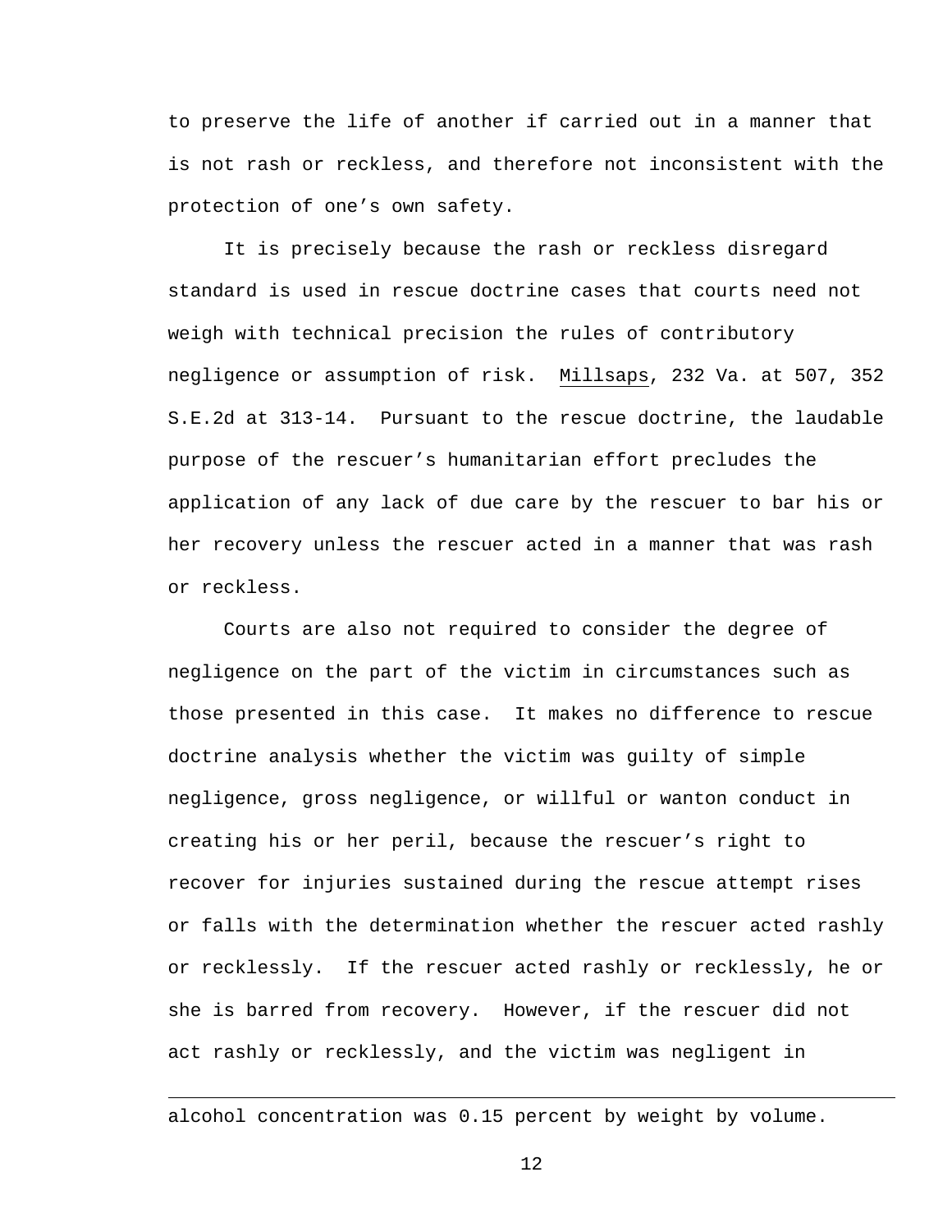to preserve the life of another if carried out in a manner that is not rash or reckless, and therefore not inconsistent with the protection of one's own safety.

It is precisely because the rash or reckless disregard standard is used in rescue doctrine cases that courts need not weigh with technical precision the rules of contributory negligence or assumption of risk. Millsaps, 232 Va. at 507, 352 S.E.2d at 313-14. Pursuant to the rescue doctrine, the laudable purpose of the rescuer's humanitarian effort precludes the application of any lack of due care by the rescuer to bar his or her recovery unless the rescuer acted in a manner that was rash or reckless.

Courts are also not required to consider the degree of negligence on the part of the victim in circumstances such as those presented in this case. It makes no difference to rescue doctrine analysis whether the victim was guilty of simple negligence, gross negligence, or willful or wanton conduct in creating his or her peril, because the rescuer's right to recover for injuries sustained during the rescue attempt rises or falls with the determination whether the rescuer acted rashly or recklessly. If the rescuer acted rashly or recklessly, he or she is barred from recovery. However, if the rescuer did not act rashly or recklessly, and the victim was negligent in

---

alcohol concentration was 0.15 percent by weight by volume.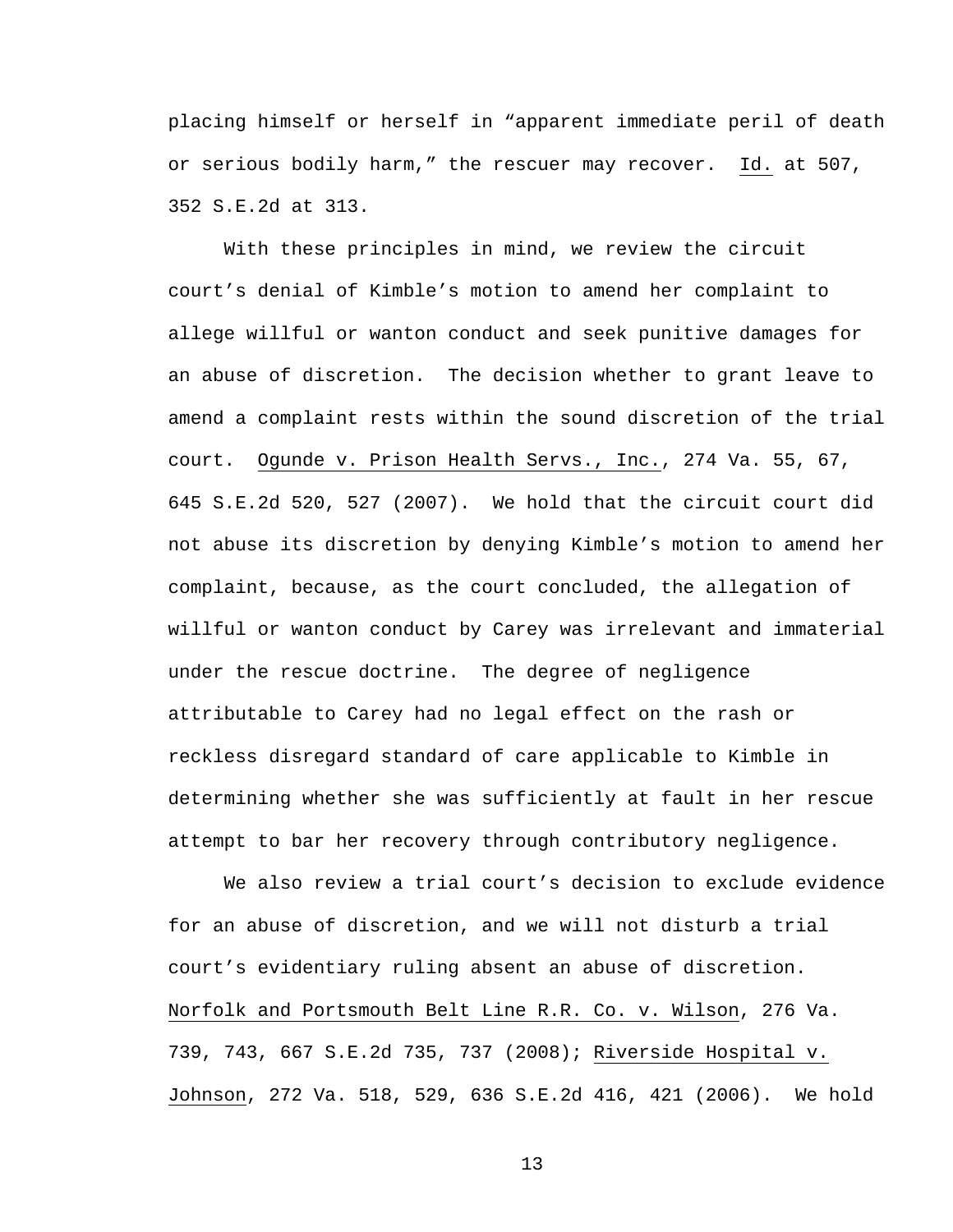placing himself or herself in "apparent immediate peril of death or serious bodily harm," the rescuer may recover. Id. at 507, 352 S.E.2d at 313.

With these principles in mind, we review the circuit court's denial of Kimble's motion to amend her complaint to allege willful or wanton conduct and seek punitive damages for an abuse of discretion. The decision whether to grant leave to amend a complaint rests within the sound discretion of the trial court. Ogunde v. Prison Health Servs., Inc., 274 Va. 55, 67, 645 S.E.2d 520, 527 (2007). We hold that the circuit court did not abuse its discretion by denying Kimble's motion to amend her complaint, because, as the court concluded, the allegation of willful or wanton conduct by Carey was irrelevant and immaterial under the rescue doctrine. The degree of negligence attributable to Carey had no legal effect on the rash or reckless disregard standard of care applicable to Kimble in determining whether she was sufficiently at fault in her rescue attempt to bar her recovery through contributory negligence.

We also review a trial court's decision to exclude evidence for an abuse of discretion, and we will not disturb a trial court's evidentiary ruling absent an abuse of discretion. Norfolk and Portsmouth Belt Line R.R. Co. v. Wilson, 276 Va. 739, 743, 667 S.E.2d 735, 737 (2008); Riverside Hospital v. Johnson, 272 Va. 518, 529, 636 S.E.2d 416, 421 (2006). We hold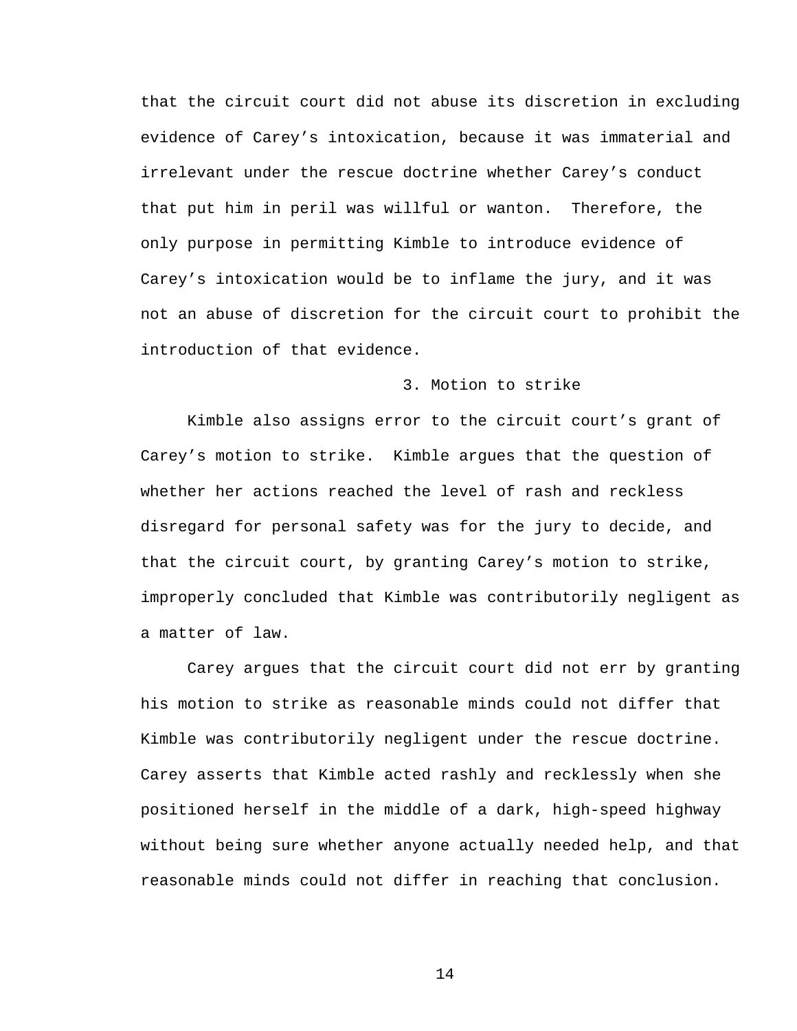that the circuit court did not abuse its discretion in excluding evidence of Carey's intoxication, because it was immaterial and irrelevant under the rescue doctrine whether Carey's conduct that put him in peril was willful or wanton. Therefore, the only purpose in permitting Kimble to introduce evidence of Carey's intoxication would be to inflame the jury, and it was not an abuse of discretion for the circuit court to prohibit the introduction of that evidence.

### 3. Motion to strike

Kimble also assigns error to the circuit court's grant of Carey's motion to strike. Kimble argues that the question of whether her actions reached the level of rash and reckless disregard for personal safety was for the jury to decide, and that the circuit court, by granting Carey's motion to strike, improperly concluded that Kimble was contributorily negligent as a matter of law.

Carey argues that the circuit court did not err by granting his motion to strike as reasonable minds could not differ that Kimble was contributorily negligent under the rescue doctrine. Carey asserts that Kimble acted rashly and recklessly when she positioned herself in the middle of a dark, high-speed highway without being sure whether anyone actually needed help, and that reasonable minds could not differ in reaching that conclusion.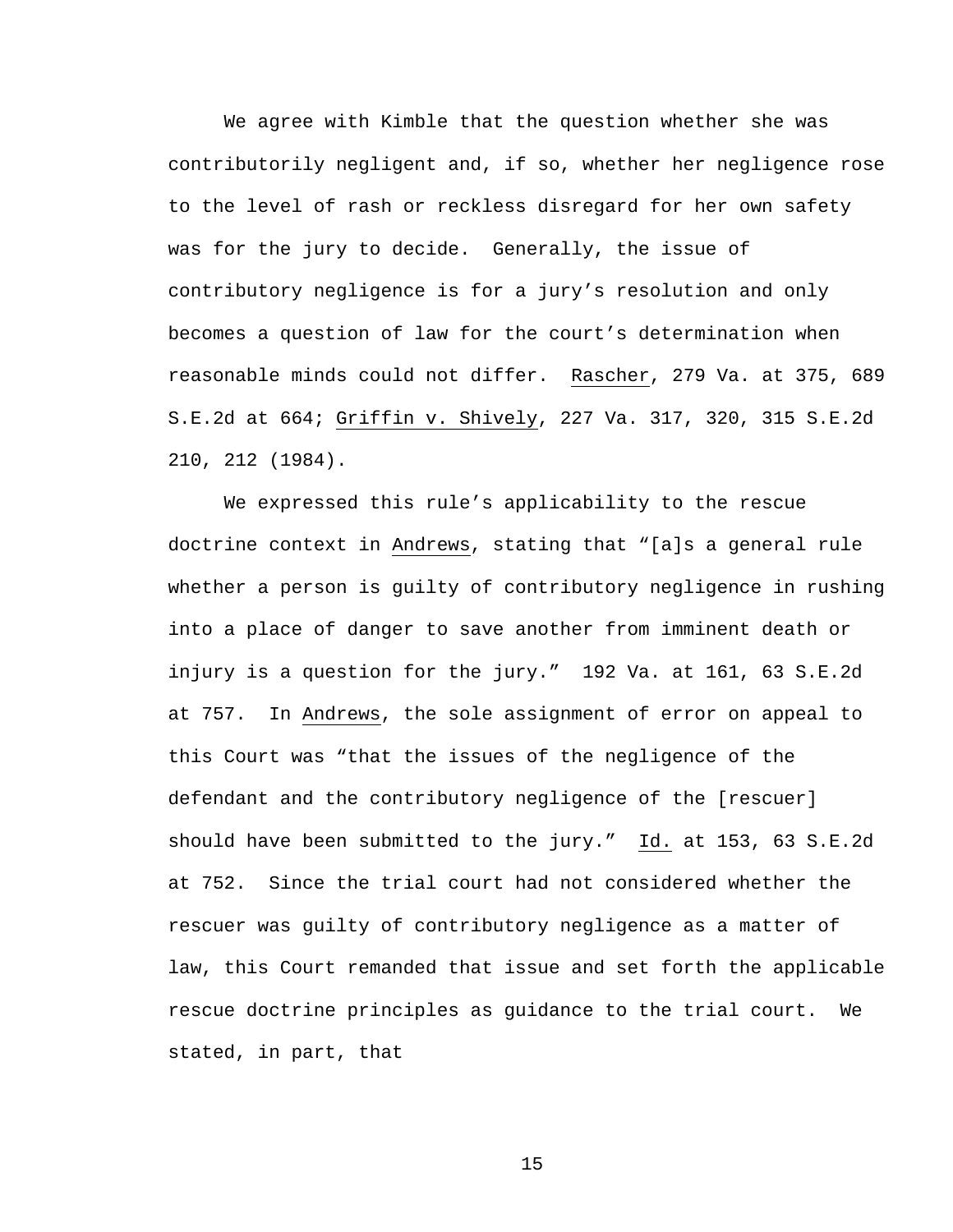We agree with Kimble that the question whether she was contributorily negligent and, if so, whether her negligence rose to the level of rash or reckless disregard for her own safety was for the jury to decide. Generally, the issue of contributory negligence is for a jury's resolution and only becomes a question of law for the court's determination when reasonable minds could not differ. Rascher, 279 Va. at 375, 689 S.E.2d at 664; Griffin v. Shively, 227 Va. 317, 320, 315 S.E.2d 210, 212 (1984).

We expressed this rule's applicability to the rescue doctrine context in Andrews, stating that "[a]s a general rule whether a person is guilty of contributory negligence in rushing into a place of danger to save another from imminent death or injury is a question for the jury." 192 Va. at 161, 63 S.E.2d at 757. In Andrews, the sole assignment of error on appeal to this Court was "that the issues of the negligence of the defendant and the contributory negligence of the [rescuer] should have been submitted to the jury." Id. at 153, 63 S.E.2d at 752. Since the trial court had not considered whether the rescuer was guilty of contributory negligence as a matter of law, this Court remanded that issue and set forth the applicable rescue doctrine principles as guidance to the trial court. We stated, in part, that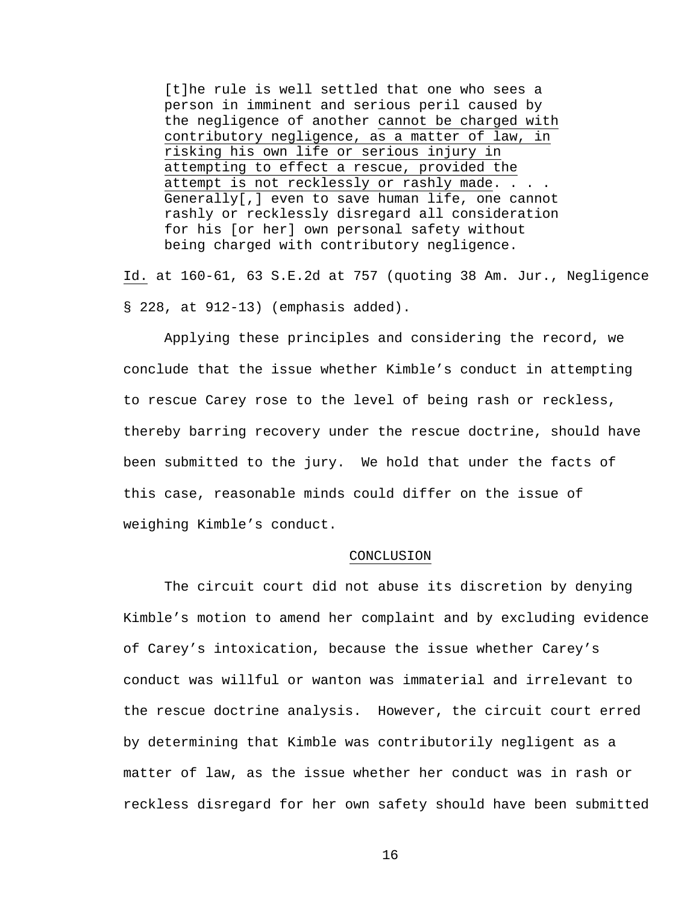> [t]he rule is well settled that one who sees a person in imminent and serious peril caused by the negligence of another <u>cannot be charged with contributory negligence, as a matter of law, in risking his own life or serious injury in attempting to effect a rescue, provided the attempt is not recklessly or rashly made</u>. . . . Generally[,] even to save human life, one cannot rashly or recklessly disregard all consideration for his [or her] own personal safety without being charged with contributory negligence.

<u>Id.</u> at 160-61, 63 S.E.2d at 757 (quoting 38 Am. Jur., Negligence § 228, at 912-13) (emphasis added).

Applying these principles and considering the record, we conclude that the issue whether Kimble's conduct in attempting to rescue Carey rose to the level of being rash or reckless, thereby barring recovery under the rescue doctrine, should have been submitted to the jury. We hold that under the facts of this case, reasonable minds could differ on the issue of weighing Kimble's conduct.

## CONCLUSION

The circuit court did not abuse its discretion by denying Kimble's motion to amend her complaint and by excluding evidence of Carey's intoxication, because the issue whether Carey's conduct was willful or wanton was immaterial and irrelevant to the rescue doctrine analysis. However, the circuit court erred by determining that Kimble was contributorily negligent as a matter of law, as the issue whether her conduct was in rash or reckless disregard for her own safety should have been submitted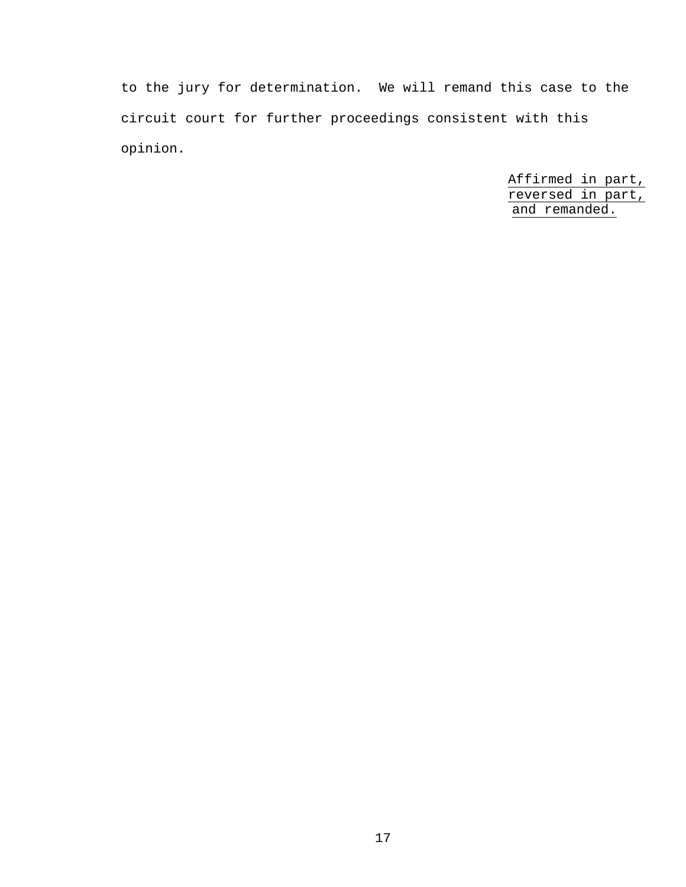to the jury for determination. We will remand this case to the circuit court for further proceedings consistent with this opinion.

Affirmed in part,
reversed in part,
and remanded.